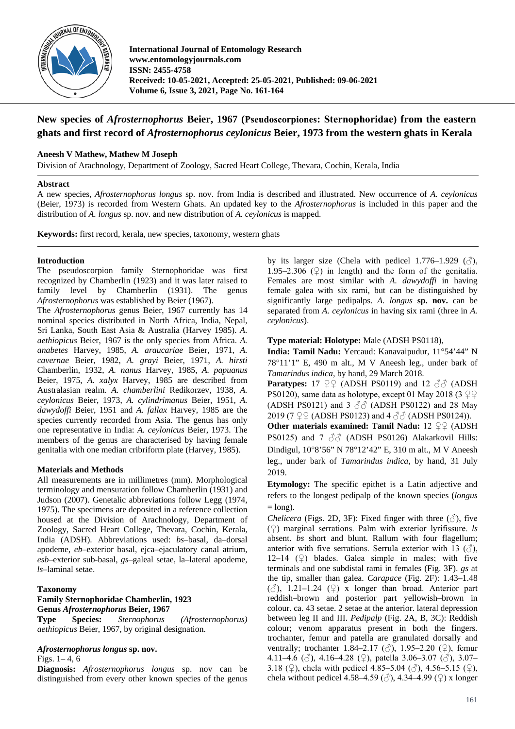International Journal of Entomology Research
www.entomologyjournals.com
ISSN: 2455-4758
Received: 10-05-2021, Accepted: 25-05-2021, Published: 09-06-2021
Volume 6, Issue 3, 2021, Page No. 161-164

# New species of *Afrosternophorus* Beier, 1967 (Pseudoscorpiones: Sternophoridae) from the eastern ghats and first record of *Afrosternophorus ceylonicus* Beier, 1973 from the western ghats in Kerala

**Aneesh V Mathew, Mathew M Joseph**

Division of Arachnology, Department of Zoology, Sacred Heart College, Thevara, Cochin, Kerala, India

## Abstract

A new species, *Afrosternophorus longus* sp. nov. from India is described and illustrated. New occurrence of *A. ceylonicus* (Beier, 1973) is recorded from Western Ghats. An updated key to the *Afrosternophorus* is included in this paper and the distribution of *A. longus* sp. nov. and new distribution of *A. ceylonicus* is mapped.

**Keywords:** first record, kerala, new species, taxonomy, western ghats

## Introduction

The pseudoscorpion family Sternophoridae was first recognized by Chamberlin (1923) and it was later raised to family level by Chamberlin (1931). The genus *Afrosternophorus* was established by Beier (1967).

The *Afrosternophorus* genus Beier, 1967 currently has 14 nominal species distributed in North Africa, India, Nepal, Sri Lanka, South East Asia & Australia (Harvey 1985). *A. aethiopicus* Beier, 1967 is the only species from Africa. *A. anabetes* Harvey, 1985, *A. araucariae* Beier, 1971, *A. cavernae* Beier, 1982, *A. grayi* Beier, 1971, *A. hirsti* Chamberlin, 1932, *A. nanus* Harvey, 1985, *A. papuanus* Beier, 1975, *A. xalyx* Harvey, 1985 are described from Australasian realm. *A. chamberlini* Redikorzev, 1938, *A. ceylonicus* Beier, 1973, *A. cylindrimanus* Beier, 1951, *A. dawydoffi* Beier, 1951 and *A. fallax* Harvey, 1985 are the species currently recorded from Asia. The genus has only one representative in India: *A. ceylonicus* Beier, 1973. The members of the genus are characterised by having female genitalia with one median cribriform plate (Harvey, 1985).

## Materials and Methods

All measurements are in millimetres (mm). Morphological terminology and mensuration follow Chamberlin (1931) and Judson (2007). Genetalic abbreviations follow Legg (1974, 1975). The specimens are deposited in a reference collection housed at the Division of Arachnology, Department of Zoology, Sacred Heart College, Thevara, Cochin, Kerala, India (ADSH). Abbreviations used: *bs*–basal, da–dorsal apodeme, *eb*–exterior basal, ejca–ejaculatory canal atrium, *esb*–exterior sub-basal, *gs*–galeal setae, la–lateral apodeme, *ls*–laminal setae.

## Taxonomy

### Family Sternophoridae Chamberlin, 1923

### Genus *Afrosternophorus* Beier, 1967

**Type Species:** *Sternophorus (Afrosternophorus) aethiopicus* Beier, 1967, by original designation.

### *Afrosternophorus longus* sp. nov.

Figs. 1– 4, 6

**Diagnosis:** *Afrosternophorus longus* sp. nov can be distinguished from every other known species of the genus by its larger size (Chela with pedicel 1.776–1.929 (♂), 1.95–2.306 (♀) in length) and the form of the genitalia. Females are most similar with *A. dawydoffi* in having female galea with six rami, but can be distinguished by significantly large pedipalps. *A. longus* **sp. nov.** can be separated from *A. ceylonicus* in having six rami (three in *A. ceylonicus*).

**Type material: Holotype:** Male (ADSH PS0118),

**India: Tamil Nadu:** Yercaud: Kanavaipudur, 11°54'44" N 78°11'1" E, 490 m alt., M V Aneesh leg., under bark of *Tamarindus indica*, by hand, 29 March 2018.

**Paratypes:** 17 ♀♀ (ADSH PS0119) and 12 ♂♂ (ADSH PS0120), same data as holotype, except 01 May 2018 (3 ♀♀ (ADSH PS0121) and 3 ♂♂ (ADSH PS0122) and 28 May 2019 (7 ♀♀ (ADSH PS0123) and 4 ♂♂ (ADSH PS0124)).

**Other materials examined: Tamil Nadu:** 12 ♀♀ (ADSH PS0125) and 7 ♂♂ (ADSH PS0126) Alakarkovil Hills: Dindigul, 10°8'56" N 78°12'42" E, 310 m alt., M V Aneesh leg., under bark of *Tamarindus indica*, by hand, 31 July 2019.

**Etymology:** The specific epithet is a Latin adjective and refers to the longest pedipalp of the known species (*longus* = long).

*Chelicera* (Figs. 2D, 3F): Fixed finger with three (♂), five (♀) marginal serrations. Palm with exterior lyrifissure. *ls* absent. *bs* short and blunt. Rallum with four flagellum; anterior with five serrations. Serrula exterior with 13 (♂), 12–14 (♀) blades. Galea simple in males; with five terminals and one subdistal rami in females (Fig. 3F). *gs* at the tip, smaller than galea. *Carapace* (Fig. 2F): 1.43–1.48 (♂), 1.21–1.24 (♀) x longer than broad. Anterior part reddish–brown and posterior part yellowish–brown in colour. ca. 43 setae. 2 setae at the anterior. lateral depression between leg II and III. *Pedipalp* (Fig. 2A, B, 3C): Reddish colour; venom apparatus present in both the fingers. trochanter, femur and patella are granulated dorsally and ventrally; trochanter 1.84–2.17 (♂), 1.95–2.20 (♀), femur 4.11–4.6 (♂), 4.16–4.28 (♀), patella 3.06–3.07 (♂), 3.07–3.18 (♀), chela with pedicel 4.85–5.04 (♂), 4.56–5.15 (♀), chela without pedicel 4.58–4.59 (♂), 4.34–4.99 (♀) x longer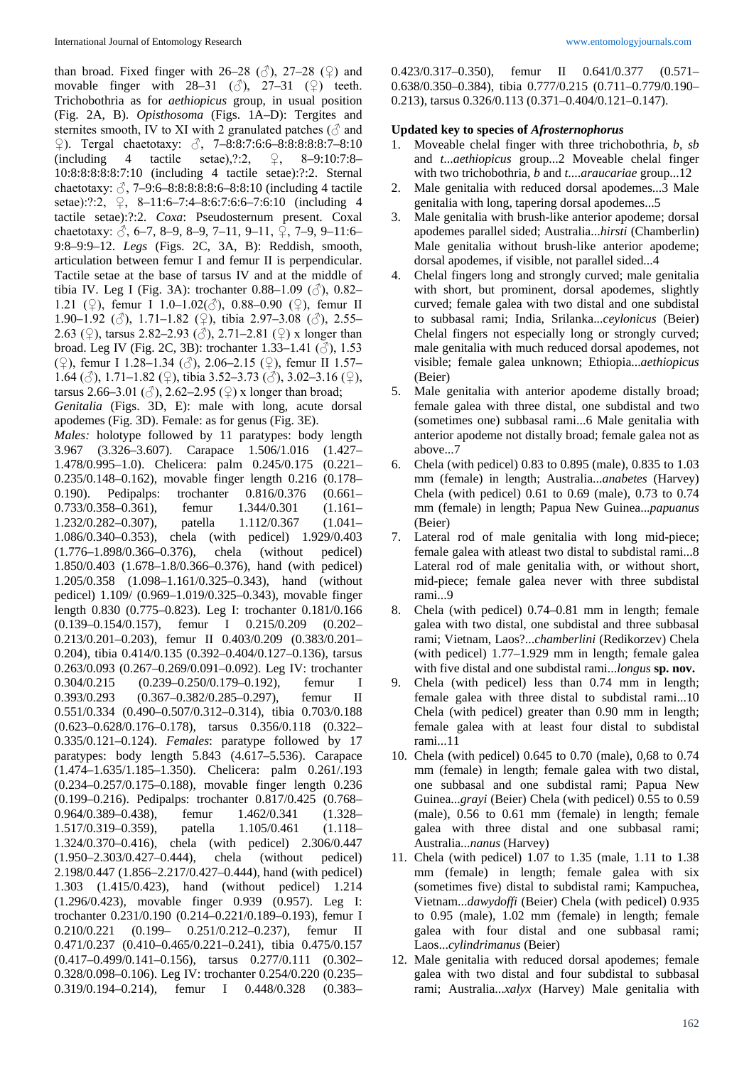than broad. Fixed finger with 26–28 (♂), 27–28 (♀) and movable finger with 28–31 (♂), 27–31 (♀) teeth. Trichobothria as for *aethiopicus* group, in usual position (Fig. 2A, B). *Opisthosoma* (Figs. 1A–D): Tergites and sternites smooth, IV to XI with 2 granulated patches (♂ and ♀). Tergal chaetotaxy: ♂, 7–8:8:7:6:6–8:8:8:8:8:7–8:10 (including 4 tactile setae),?:2, ♀, 8–9:10:7:8–10:8:8:8:8:8:7:10 (including 4 tactile setae):?:2. Sternal chaetotaxy: ♂, 7–9:6–8:8:8:8:8:6–8:8:10 (including 4 tactile setae):?:2, ♀, 8–11:6–7:4–8:6:7:6:6–7:6:10 (including 4 tactile setae):?:2. *Coxa*: Pseudosternum present. Coxal chaetotaxy: ♂, 6–7, 8–9, 8–9, 7–11, 9–11, ♀, 7–9, 9–11:6–9:8–9:9–12. *Legs* (Figs. 2C, 3A, B): Reddish, smooth, articulation between femur I and femur II is perpendicular. Tactile setae at the base of tarsus IV and at the middle of tibia IV. Leg I (Fig. 3A): trochanter 0.88–1.09 (♂), 0.82–1.21 (♀), femur I 1.0–1.02(♂), 0.88–0.90 (♀), femur II 1.90–1.92 (♂), 1.71–1.82 (♀), tibia 2.97–3.08 (♂), 2.55–2.63 (♀), tarsus 2.82–2.93 (♂), 2.71–2.81 (♀) x longer than broad. Leg IV (Fig. 2C, 3B): trochanter 1.33–1.41 (♂), 1.53 (♀), femur I 1.28–1.34 (♂), 2.06–2.15 (♀), femur II 1.57–1.64 (♂), 1.71–1.82 (♀), tibia 3.52–3.73 (♂), 3.02–3.16 (♀), tarsus 2.66–3.01 (♂), 2.62–2.95 (♀) x longer than broad;

*Genitalia* (Figs. 3D, E): male with long, acute dorsal apodemes (Fig. 3D). Female: as for genus (Fig. 3E).

*Males:* holotype followed by 11 paratypes: body length 3.967 (3.326–3.607). Carapace 1.506/1.016 (1.427–1.478/0.995–1.0). Chelicera: palm 0.245/0.175 (0.221–0.235/0.148–0.162), movable finger length 0.216 (0.178–0.190). Pedipalps: trochanter 0.816/0.376 (0.661–0.733/0.358–0.361), femur 1.344/0.301 (1.161–1.232/0.282–0.307), patella 1.112/0.367 (1.041–1.086/0.340–0.353), chela (with pedicel) 1.929/0.403 (1.776–1.898/0.366–0.376), chela (without pedicel) 1.850/0.403 (1.678–1.8/0.366–0.376), hand (with pedicel) 1.205/0.358 (1.098–1.161/0.325–0.343), hand (without pedicel) 1.109/ (0.969–1.019/0.325–0.343), movable finger length 0.830 (0.775–0.823). Leg I: trochanter 0.181/0.166 (0.139–0.154/0.157), femur I 0.215/0.209 (0.202–0.213/0.201–0.203), femur II 0.403/0.209 (0.383/0.201–0.204), tibia 0.414/0.135 (0.392–0.404/0.127–0.136), tarsus 0.263/0.093 (0.267–0.269/0.091–0.092). Leg IV: trochanter 0.304/0.215 (0.239–0.250/0.179–0.192), femur I 0.393/0.293 (0.367–0.382/0.285–0.297), femur II 0.551/0.334 (0.490–0.507/0.312–0.314), tibia 0.703/0.188 (0.623–0.628/0.176–0.178), tarsus 0.356/0.118 (0.322–0.335/0.121–0.124). *Females*: paratype followed by 17 paratypes: body length 5.843 (4.617–5.536). Carapace (1.474–1.635/1.185–1.350). Chelicera: palm 0.261/.193 (0.234–0.257/0.175–0.188), movable finger length 0.236 (0.199–0.216). Pedipalps: trochanter 0.817/0.425 (0.768–0.964/0.389–0.438), femur 1.462/0.341 (1.328–1.517/0.319–0.359), patella 1.105/0.461 (1.118–1.324/0.370–0.416), chela (with pedicel) 2.306/0.447 (1.950–2.303/0.427–0.444), chela (without pedicel) 2.198/0.447 (1.856–2.217/0.427–0.444), hand (with pedicel) 1.303 (1.415/0.423), hand (without pedicel) 1.214 (1.296/0.423), movable finger 0.939 (0.957). Leg I: trochanter 0.231/0.190 (0.214–0.221/0.189–0.193), femur I 0.210/0.221 (0.199– 0.251/0.212–0.237), femur II 0.471/0.237 (0.410–0.465/0.221–0.241), tibia 0.475/0.157 (0.417–0.499/0.141–0.156), tarsus 0.277/0.111 (0.302–0.328/0.098–0.106). Leg IV: trochanter 0.254/0.220 (0.235–0.319/0.194–0.214), femur I 0.448/0.328 (0.383–0.423/0.317–0.350), femur II 0.641/0.377 (0.571–0.638/0.350–0.384), tibia 0.777/0.215 (0.711–0.779/0.190–0.213), tarsus 0.326/0.113 (0.371–0.404/0.121–0.147).

**Updated key to species of *Afrosternophorus***

1. Moveable chelal finger with three trichobothria, *b*, *sb* and *t*...*aethiopicus* group...2 Moveable chelal finger with two trichobothria, *b* and *t*....*araucariae* group...12
2. Male genitalia with reduced dorsal apodemes...3 Male genitalia with long, tapering dorsal apodemes...5
3. Male genitalia with brush-like anterior apodeme; dorsal apodemes parallel sided; Australia...*hirsti* (Chamberlin) Male genitalia without brush-like anterior apodeme; dorsal apodemes, if visible, not parallel sided...4
4. Chelal fingers long and strongly curved; male genitalia with short, but prominent, dorsal apodemes, slightly curved; female galea with two distal and one subdistal to subbasal rami; India, Srilanka...*ceylonicus* (Beier) Chelal fingers not especially long or strongly curved; male genitalia with much reduced dorsal apodemes, not visible; female galea unknown; Ethiopia...*aethiopicus* (Beier)
5. Male genitalia with anterior apodeme distally broad; female galea with three distal, one subdistal and two (sometimes one) subbasal rami...6 Male genitalia with anterior apodeme not distally broad; female galea not as above...7
6. Chela (with pedicel) 0.83 to 0.895 (male), 0.835 to 1.03 mm (female) in length; Australia...*anabetes* (Harvey) Chela (with pedicel) 0.61 to 0.69 (male), 0.73 to 0.74 mm (female) in length; Papua New Guinea...*papuanus* (Beier)
7. Lateral rod of male genitalia with long mid-piece; female galea with atleast two distal to subdistal rami...8 Lateral rod of male genitalia with, or without short, mid-piece; female galea never with three subdistal rami...9
8. Chela (with pedicel) 0.74–0.81 mm in length; female galea with two distal, one subdistal and three subbasal rami; Vietnam, Laos?...*chamberlini* (Redikorzev) Chela (with pedicel) 1.77–1.929 mm in length; female galea with five distal and one subdistal rami...*longus* **sp. nov.**
9. Chela (with pedicel) less than 0.74 mm in length; female galea with three distal to subdistal rami...10 Chela (with pedicel) greater than 0.90 mm in length; female galea with at least four distal to subdistal rami...11
10. Chela (with pedicel) 0.645 to 0.70 (male), 0,68 to 0.74 mm (female) in length; female galea with two distal, one subbasal and one subdistal rami; Papua New Guinea...*grayi* (Beier) Chela (with pedicel) 0.55 to 0.59 (male), 0.56 to 0.61 mm (female) in length; female galea with three distal and one subbasal rami; Australia...*nanus* (Harvey)
11. Chela (with pedicel) 1.07 to 1.35 (male, 1.11 to 1.38 mm (female) in length; female galea with six (sometimes five) distal to subdistal rami; Kampuchea, Vietnam...*dawydoffi* (Beier) Chela (with pedicel) 0.935 to 0.95 (male), 1.02 mm (female) in length; female galea with four distal and one subbasal rami; Laos...*cylindrimanus* (Beier)
12. Male genitalia with reduced dorsal apodemes; female galea with two distal and four subdistal to subbasal rami; Australia...*xalyx* (Harvey) Male genitalia with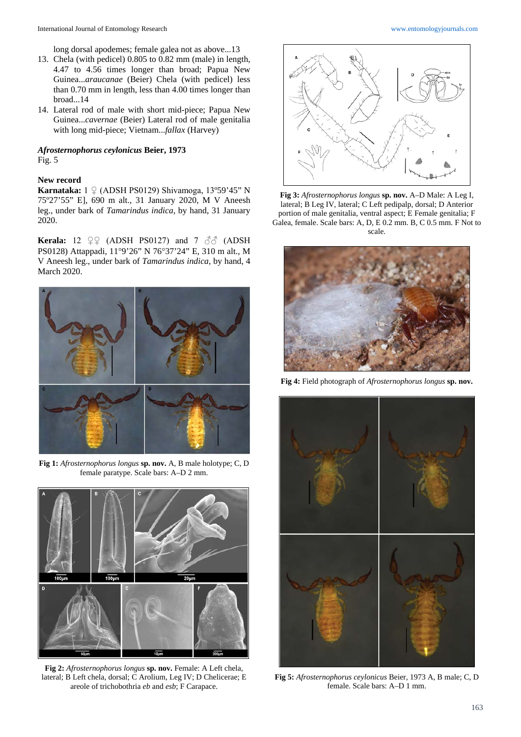long dorsal apodemes; female galea not as above...13

13. Chela (with pedicel) 0.805 to 0.82 mm (male) in length, 4.47 to 4.56 times longer than broad; Papua New Guinea...*araucanae* (Beier) Chela (with pedicel) less than 0.70 mm in length, less than 4.00 times longer than broad...14
14. Lateral rod of male with short mid-piece; Papua New Guinea...*cavernae* (Beier) Lateral rod of male genitalia with long mid-piece; Vietnam...*fallax* (Harvey)

***Afrosternophorus ceylonicus* Beier, 1973**
Fig. 5

**New record**

**Karnataka:** 1 ♀ (ADSH PS0129) Shivamoga, 13º59'45" N 75º27'55" E], 690 m alt., 31 January 2020, M V Aneesh leg., under bark of *Tamarindus indica*, by hand, 31 January 2020.

**Kerala:** 12 ♀♀ (ADSH PS0127) and 7 ♂♂ (ADSH PS0128) Attappadi, 11°9'26" N 76°37'24" E, 310 m alt., M V Aneesh leg., under bark of *Tamarindus indica*, by hand, 4 March 2020.

**Fig 1:** *Afrosternophorus longus* **sp. nov.** A, B male holotype; C, D female paratype. Scale bars: A–D 2 mm.

**Fig 2:** *Afrosternophorus longus* **sp. nov.** Female: A Left chela, lateral; B Left chela, dorsal; C Arolium, Leg IV; D Chelicerae; E areole of trichobothria *eb* and *esb*; F Carapace.

**Fig 3:** *Afrosternophorus longus* **sp. nov.** A–D Male: A Leg I, lateral; B Leg IV, lateral; C Left pedipalp, dorsal; D Anterior portion of male genitalia, ventral aspect; E Female genitalia; F Galea, female. Scale bars: A, D, E 0.2 mm. B, C 0.5 mm. F Not to scale.

**Fig 4:** Field photograph of *Afrosternophorus longus* **sp. nov.**

**Fig 5:** *Afrosternophorus ceylonicus* Beier, 1973 A, B male; C, D female. Scale bars: A–D 1 mm.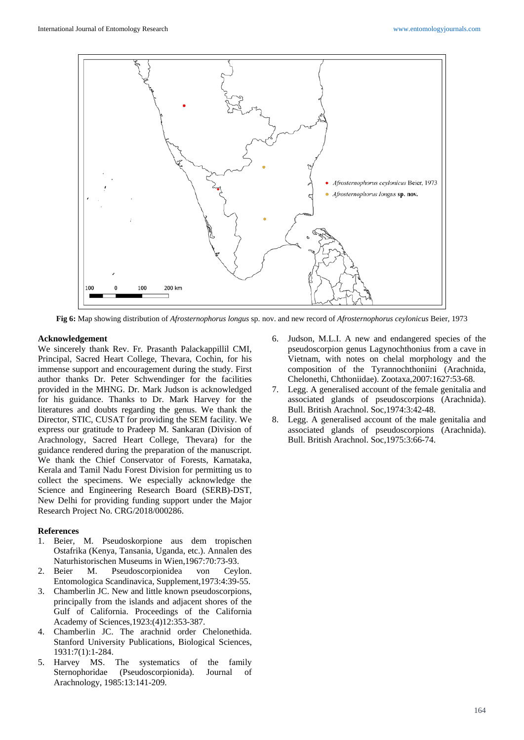*Afrosternophorus ceylonicus* Beier, 1973

*Afrosternophorus longus* **sp. nov.**

100 0 100 200 km

**Fig 6:** Map showing distribution of *Afrosternophorus longus* sp. nov. and new record of *Afrosternophorus ceylonicus* Beier, 1973

## Acknowledgement

We sincerely thank Rev. Fr. Prasanth Palackappillil CMI, Principal, Sacred Heart College, Thevara, Cochin, for his immense support and encouragement during the study. First author thanks Dr. Peter Schwendinger for the facilities provided in the MHNG. Dr. Mark Judson is acknowledged for his guidance. Thanks to Dr. Mark Harvey for the literatures and doubts regarding the genus. We thank the Director, STIC, CUSAT for providing the SEM facility. We express our gratitude to Pradeep M. Sankaran (Division of Arachnology, Sacred Heart College, Thevara) for the guidance rendered during the preparation of the manuscript. We thank the Chief Conservator of Forests, Karnataka, Kerala and Tamil Nadu Forest Division for permitting us to collect the specimens. We especially acknowledge the Science and Engineering Research Board (SERB)-DST, New Delhi for providing funding support under the Major Research Project No. CRG/2018/000286.

## References

1. Beier, M. Pseudoskorpione aus dem tropischen Ostafrika (Kenya, Tansania, Uganda, etc.). Annalen des Naturhistorischen Museums in Wien,1967:70:73-93.
2. Beier M. Pseudoscorpionidea von Ceylon. Entomologica Scandinavica, Supplement,1973:4:39-55.
3. Chamberlin JC. New and little known pseudoscorpions, principally from the islands and adjacent shores of the Gulf of California. Proceedings of the California Academy of Sciences,1923:(4)12:353-387.
4. Chamberlin JC. The arachnid order Chelonethida. Stanford University Publications, Biological Sciences, 1931:7(1):1-284.
5. Harvey MS. The systematics of the family Sternophoridae (Pseudoscorpionida). Journal of Arachnology, 1985:13:141-209.
6. Judson, M.L.I. A new and endangered species of the pseudoscorpion genus Lagynochthonius from a cave in Vietnam, with notes on chelal morphology and the composition of the Tyrannochthoniini (Arachnida, Chelonethi, Chthoniidae). Zootaxa,2007:1627:53-68.
7. Legg. A generalised account of the female genitalia and associated glands of pseudoscorpions (Arachnida). Bull. British Arachnol. Soc,1974:3:42-48.
8. Legg. A generalised account of the male genitalia and associated glands of pseudoscorpions (Arachnida). Bull. British Arachnol. Soc,1975:3:66-74.